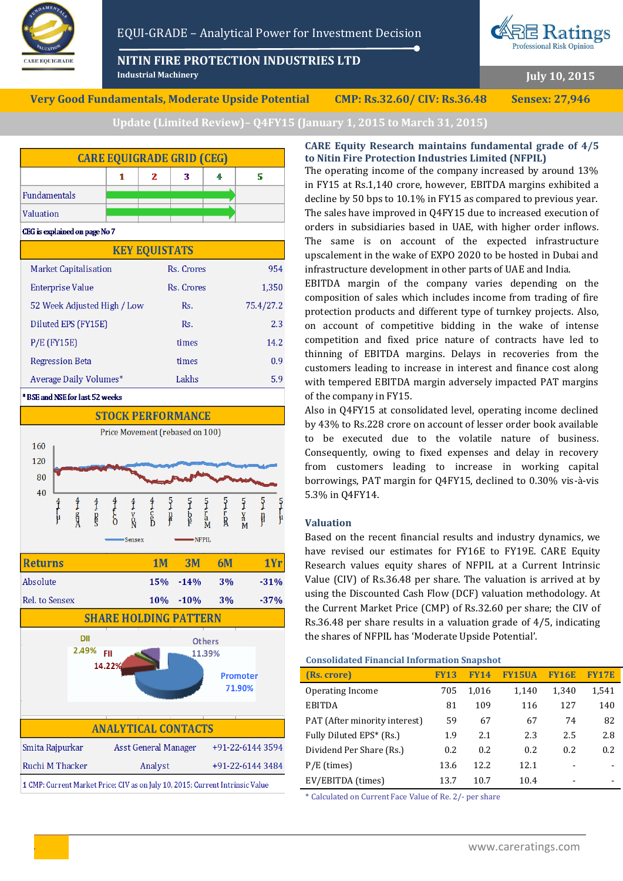# NITIN FIRE PROTECTION INDUSTRIES LTD

EQUI-GRADE – Analytical Power for Investment Decision

Industrial Machinery

July 10, 2015

**Very Good Fundamentals, Moderate Upside Potential** | **CMP: Rs.32.60/ CIV: Rs.36.48** | **Sensex: 27,946**

**Update (Limited Review)– Q4FY15 (January 1, 2015 to March 31, 2015)**

## CARE EQUIGRADE GRID (CEG)

| | 1 | 2 | 3 | 4 | 5 |
|---|---|---|---|---|---|
| Fundamentals | | | | ✓ (4) | |
| Valuation | | | | ✓ (4) | |

CEG is explained on page No 7

## KEY EQUISTATS

| | | |
|---|---|---|
| Market Capitalisation | Rs. Crores | 954 |
| Enterprise Value | Rs. Crores | 1,350 |
| 52 Week Adjusted High / Low | Rs. | 75.4/27.2 |
| Diluted EPS (FY15E) | Rs. | 2.3 |
| P/E (FY15E) | times | 14.2 |
| Regression Beta | times | 0.9 |
| Average Daily Volumes* | Lakhs | 5.9 |

* BSE and NSE for last 52 weeks

## STOCK PERFORMANCE

Price Movement (rebased on 100)

| Returns | 1M | 3M | 6M | 1Yr |
|---|---|---|---|---|
| Absolute | 15% | -14% | 3% | -31% |
| Rel. to Sensex | 10% | -10% | 3% | -37% |

## SHARE HOLDING PATTERN

| Category | Holding |
|---|---|
| Promoter | 71.90% |
| FII | 14.22% |
| DII | 2.49% |
| Others | 11.39% |

## ANALYTICAL CONTACTS

| | | |
|---|---|---|
| Smita Rajpurkar | Asst General Manager | +91-22-6144 3594 |
| Ruchi M Thacker | Analyst | +91-22-6144 3484 |

1 CMP: Current Market Price; CIV as on July 10, 2015; Current Intrinsic Value

## CARE Equity Research maintains fundamental grade of 4/5 to Nitin Fire Protection Industries Limited (NFPIL)

The operating income of the company increased by around 13% in FY15 at Rs.1,140 crore, however, EBITDA margins exhibited a decline by 50 bps to 10.1% in FY15 as compared to previous year. The sales have improved in Q4FY15 due to increased execution of orders in subsidiaries based in UAE, with higher order inflows. The same is on account of the expected infrastructure upscalement in the wake of EXPO 2020 to be hosted in Dubai and infrastructure development in other parts of UAE and India.

EBITDA margin of the company varies depending on the composition of sales which includes income from trading of fire protection products and different type of turnkey projects. Also, on account of competitive bidding in the wake of intense competition and fixed price nature of contracts have led to thinning of EBITDA margins. Delays in recoveries from the customers leading to increase in interest and finance cost along with tempered EBITDA margin adversely impacted PAT margins of the company in FY15.

Also in Q4FY15 at consolidated level, operating income declined by 43% to Rs.228 crore on account of lesser order book available to be executed due to the volatile nature of business. Consequently, owing to fixed expenses and delay in recovery from customers leading to increase in working capital borrowings, PAT margin for Q4FY15, declined to 0.30% vis-à-vis 5.3% in Q4FY14.

## Valuation

Based on the recent financial results and industry dynamics, we have revised our estimates for FY16E to FY19E. CARE Equity Research values equity shares of NFPIL at a Current Intrinsic Value (CIV) of Rs.36.48 per share. The valuation is arrived at by using the Discounted Cash Flow (DCF) valuation methodology. At the Current Market Price (CMP) of Rs.32.60 per share; the CIV of Rs.36.48 per share results in a valuation grade of 4/5, indicating the shares of NFPIL has 'Moderate Upside Potential'.

### Consolidated Financial Information Snapshot

| (Rs. crore) | FY13 | FY14 | FY15UA | FY16E | FY17E |
|---|---|---|---|---|---|
| Operating Income | 705 | 1,016 | 1,140 | 1,340 | 1,541 |
| EBITDA | 81 | 109 | 116 | 127 | 140 |
| PAT (After minority interest) | 59 | 67 | 67 | 74 | 82 |
| Fully Diluted EPS* (Rs.) | 1.9 | 2.1 | 2.3 | 2.5 | 2.8 |
| Dividend Per Share (Rs.) | 0.2 | 0.2 | 0.2 | 0.2 | 0.2 |
| P/E (times) | 13.6 | 12.2 | 12.1 | - | - |
| EV/EBITDA (times) | 13.7 | 10.7 | 10.4 | - | - |

* Calculated on Current Face Value of Re. 2/- per share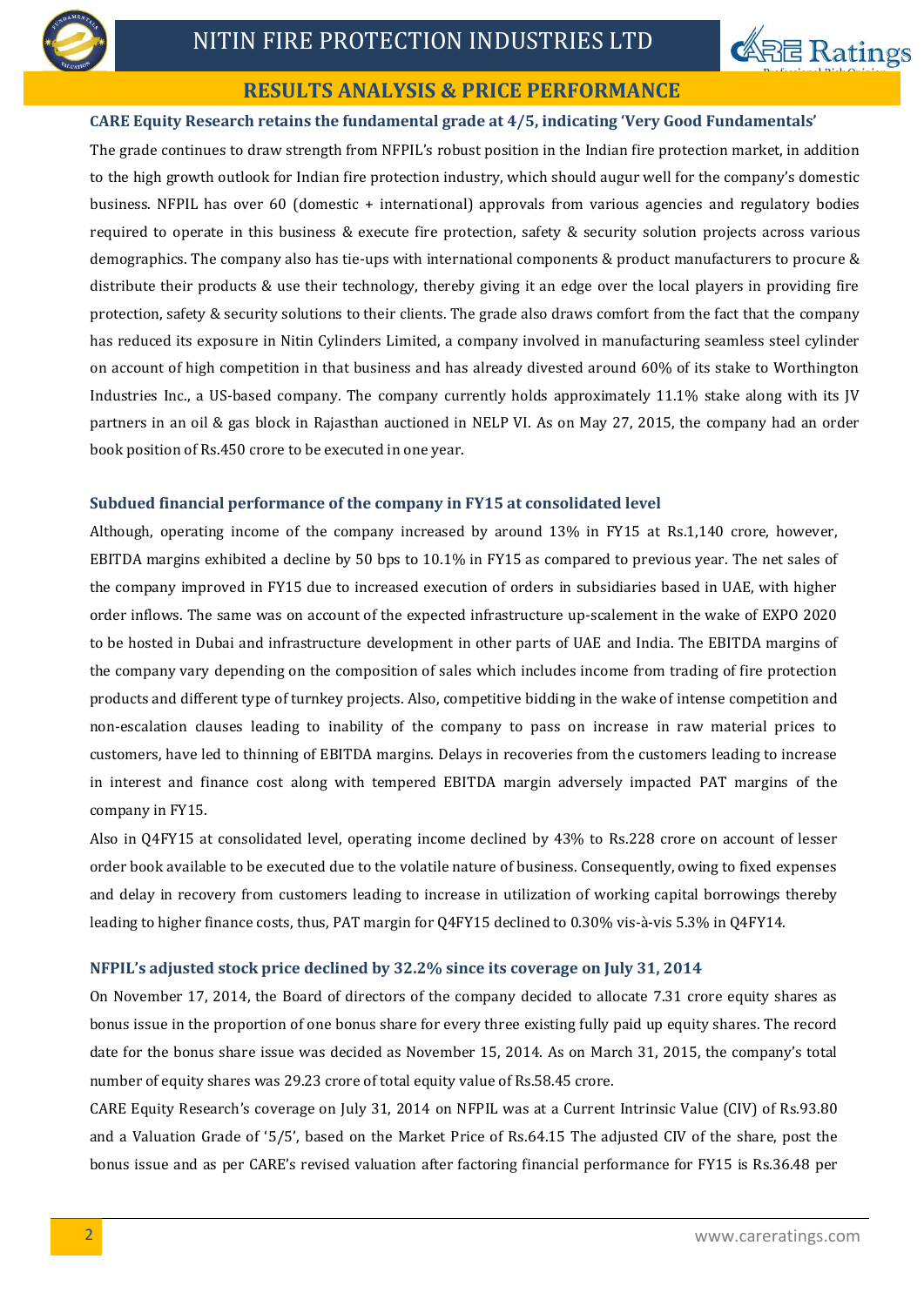## RESULTS ANALYSIS & PRICE PERFORMANCE

### CARE Equity Research retains the fundamental grade at 4/5, indicating 'Very Good Fundamentals'

The grade continues to draw strength from NFPIL's robust position in the Indian fire protection market, in addition to the high growth outlook for Indian fire protection industry, which should augur well for the company's domestic business. NFPIL has over 60 (domestic + international) approvals from various agencies and regulatory bodies required to operate in this business & execute fire protection, safety & security solution projects across various demographics. The company also has tie-ups with international components & product manufacturers to procure & distribute their products & use their technology, thereby giving it an edge over the local players in providing fire protection, safety & security solutions to their clients. The grade also draws comfort from the fact that the company has reduced its exposure in Nitin Cylinders Limited, a company involved in manufacturing seamless steel cylinder on account of high competition in that business and has already divested around 60% of its stake to Worthington Industries Inc., a US-based company. The company currently holds approximately 11.1% stake along with its JV partners in an oil & gas block in Rajasthan auctioned in NELP VI. As on May 27, 2015, the company had an order book position of Rs.450 crore to be executed in one year.

### Subdued financial performance of the company in FY15 at consolidated level

Although, operating income of the company increased by around 13% in FY15 at Rs.1,140 crore, however, EBITDA margins exhibited a decline by 50 bps to 10.1% in FY15 as compared to previous year. The net sales of the company improved in FY15 due to increased execution of orders in subsidiaries based in UAE, with higher order inflows. The same was on account of the expected infrastructure up-scalement in the wake of EXPO 2020 to be hosted in Dubai and infrastructure development in other parts of UAE and India. The EBITDA margins of the company vary depending on the composition of sales which includes income from trading of fire protection products and different type of turnkey projects. Also, competitive bidding in the wake of intense competition and non-escalation clauses leading to inability of the company to pass on increase in raw material prices to customers, have led to thinning of EBITDA margins. Delays in recoveries from the customers leading to increase in interest and finance cost along with tempered EBITDA margin adversely impacted PAT margins of the company in FY15.

Also in Q4FY15 at consolidated level, operating income declined by 43% to Rs.228 crore on account of lesser order book available to be executed due to the volatile nature of business. Consequently, owing to fixed expenses and delay in recovery from customers leading to increase in utilization of working capital borrowings thereby leading to higher finance costs, thus, PAT margin for Q4FY15 declined to 0.30% vis-à-vis 5.3% in Q4FY14.

### NFPIL's adjusted stock price declined by 32.2% since its coverage on July 31, 2014

On November 17, 2014, the Board of directors of the company decided to allocate 7.31 crore equity shares as bonus issue in the proportion of one bonus share for every three existing fully paid up equity shares. The record date for the bonus share issue was decided as November 15, 2014. As on March 31, 2015, the company's total number of equity shares was 29.23 crore of total equity value of Rs.58.45 crore.

CARE Equity Research's coverage on July 31, 2014 on NFPIL was at a Current Intrinsic Value (CIV) of Rs.93.80 and a Valuation Grade of '5/5', based on the Market Price of Rs.64.15 The adjusted CIV of the share, post the bonus issue and as per CARE's revised valuation after factoring financial performance for FY15 is Rs.36.48 per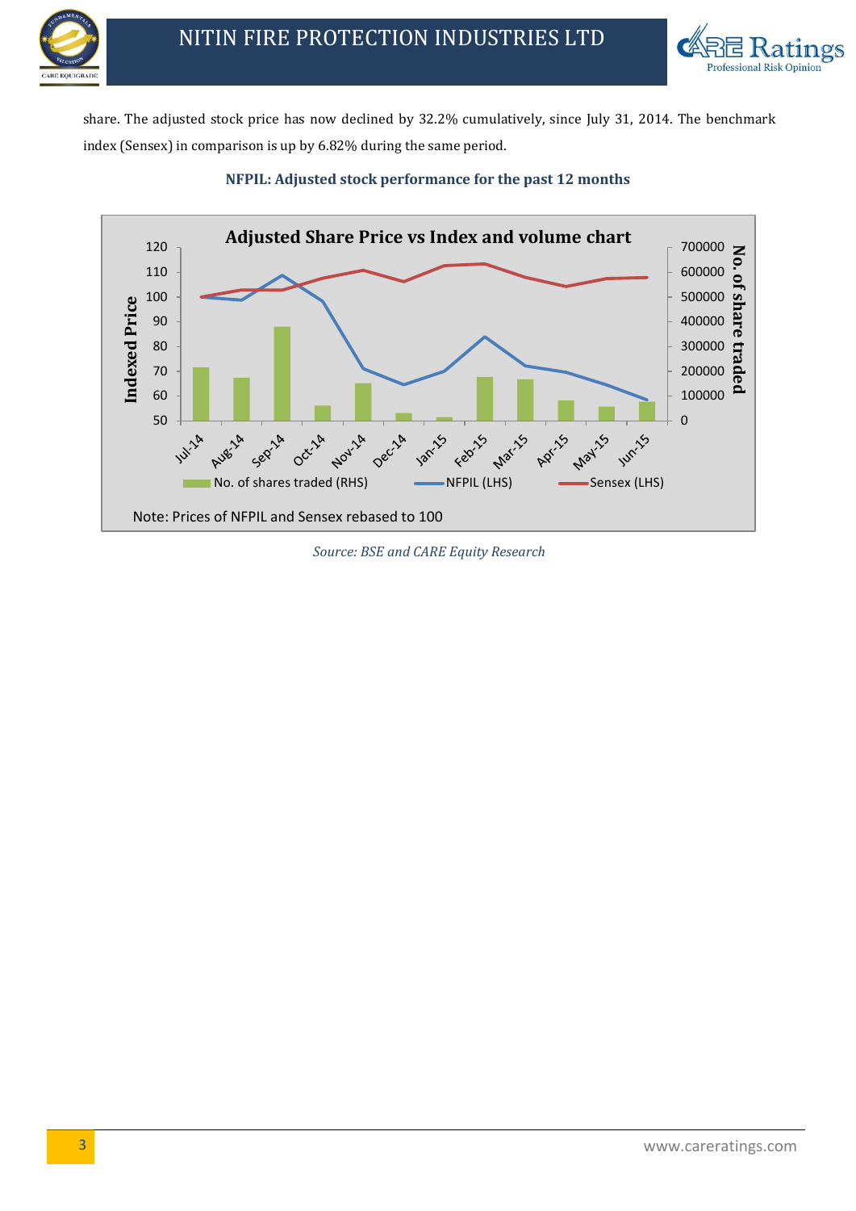share. The adjusted stock price has now declined by 32.2% cumulatively, since July 31, 2014. The benchmark index (Sensex) in comparison is up by 6.82% during the same period.

**NFPIL: Adjusted stock performance for the past 12 months**

*Source: BSE and CARE Equity Research*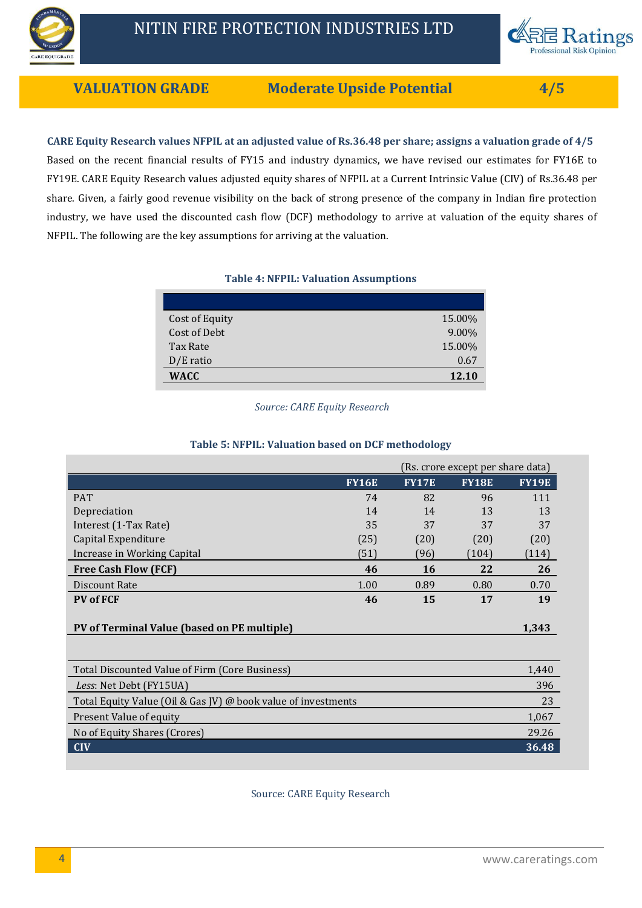# VALUATION GRADE — Moderate Upside Potential — 4/5

**CARE Equity Research values NFPIL at an adjusted value of Rs.36.48 per share; assigns a valuation grade of 4/5**

Based on the recent financial results of FY15 and industry dynamics, we have revised our estimates for FY16E to FY19E. CARE Equity Research values adjusted equity shares of NFPIL at a Current Intrinsic Value (CIV) of Rs.36.48 per share. Given, a fairly good revenue visibility on the back of strong presence of the company in Indian fire protection industry, we have used the discounted cash flow (DCF) methodology to arrive at valuation of the equity shares of NFPIL. The following are the key assumptions for arriving at the valuation.

**Table 4: NFPIL: Valuation Assumptions**

| | |
|---|---|
| Cost of Equity | 15.00% |
| Cost of Debt | 9.00% |
| Tax Rate | 15.00% |
| D/E ratio | 0.67 |
| **WACC** | **12.10** |

*Source: CARE Equity Research*

**Table 5: NFPIL: Valuation based on DCF methodology**

(Rs. crore except per share data)

| | FY16E | FY17E | FY18E | FY19E |
|---|---|---|---|---|
| PAT | 74 | 82 | 96 | 111 |
| Depreciation | 14 | 14 | 13 | 13 |
| Interest (1-Tax Rate) | 35 | 37 | 37 | 37 |
| Capital Expenditure | (25) | (20) | (20) | (20) |
| Increase in Working Capital | (51) | (96) | (104) | (114) |
| **Free Cash Flow (FCF)** | **46** | **16** | **22** | **26** |
| Discount Rate | 1.00 | 0.89 | 0.80 | 0.70 |
| **PV of FCF** | **46** | **15** | **17** | **19** |
| **PV of Terminal Value (based on PE multiple)** | | | | **1,343** |
| Total Discounted Value of Firm (Core Business) | | | | 1,440 |
| *Less*: Net Debt (FY15UA) | | | | 396 |
| Total Equity Value (Oil & Gas JV) @ book value of investments | | | | 23 |
| Present Value of equity | | | | 1,067 |
| No of Equity Shares (Crores) | | | | 29.26 |
| **CIV** | | | | **36.48** |

Source: CARE Equity Research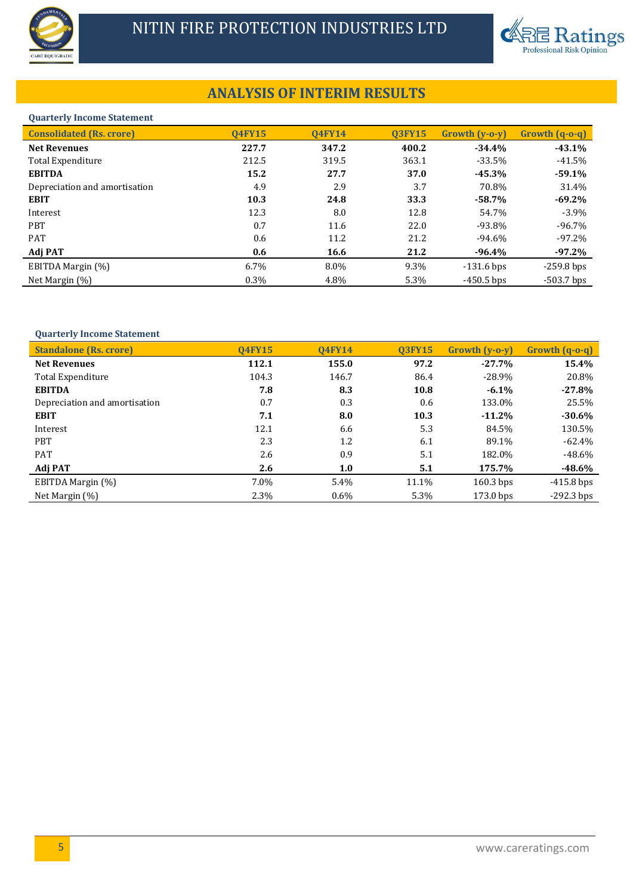## ANALYSIS OF INTERIM RESULTS

**Quarterly Income Statement**

| Consolidated (Rs. crore) | Q4FY15 | Q4FY14 | Q3FY15 | Growth (y-o-y) | Growth (q-o-q) |
|---|---|---|---|---|---|
| **Net Revenues** | **227.7** | **347.2** | **400.2** | **-34.4%** | **-43.1%** |
| Total Expenditure | 212.5 | 319.5 | 363.1 | -33.5% | -41.5% |
| **EBITDA** | **15.2** | **27.7** | **37.0** | **-45.3%** | **-59.1%** |
| Depreciation and amortisation | 4.9 | 2.9 | 3.7 | 70.8% | 31.4% |
| **EBIT** | **10.3** | **24.8** | **33.3** | **-58.7%** | **-69.2%** |
| Interest | 12.3 | 8.0 | 12.8 | 54.7% | -3.9% |
| PBT | 0.7 | 11.6 | 22.0 | -93.8% | -96.7% |
| PAT | 0.6 | 11.2 | 21.2 | -94.6% | -97.2% |
| **Adj PAT** | **0.6** | **16.6** | **21.2** | **-96.4%** | **-97.2%** |
| EBITDA Margin (%) | 6.7% | 8.0% | 9.3% | -131.6 bps | -259.8 bps |
| Net Margin (%) | 0.3% | 4.8% | 5.3% | -450.5 bps | -503.7 bps |

**Quarterly Income Statement**

| Standalone (Rs. crore) | Q4FY15 | Q4FY14 | Q3FY15 | Growth (y-o-y) | Growth (q-o-q) |
|---|---|---|---|---|---|
| **Net Revenues** | **112.1** | **155.0** | **97.2** | **-27.7%** | **15.4%** |
| Total Expenditure | 104.3 | 146.7 | 86.4 | -28.9% | 20.8% |
| **EBITDA** | **7.8** | **8.3** | **10.8** | **-6.1%** | **-27.8%** |
| Depreciation and amortisation | 0.7 | 0.3 | 0.6 | 133.0% | 25.5% |
| **EBIT** | **7.1** | **8.0** | **10.3** | **-11.2%** | **-30.6%** |
| Interest | 12.1 | 6.6 | 5.3 | 84.5% | 130.5% |
| PBT | 2.3 | 1.2 | 6.1 | 89.1% | -62.4% |
| PAT | 2.6 | 0.9 | 5.1 | 182.0% | -48.6% |
| **Adj PAT** | **2.6** | **1.0** | **5.1** | **175.7%** | **-48.6%** |
| EBITDA Margin (%) | 7.0% | 5.4% | 11.1% | 160.3 bps | -415.8 bps |
| Net Margin (%) | 2.3% | 0.6% | 5.3% | 173.0 bps | -292.3 bps |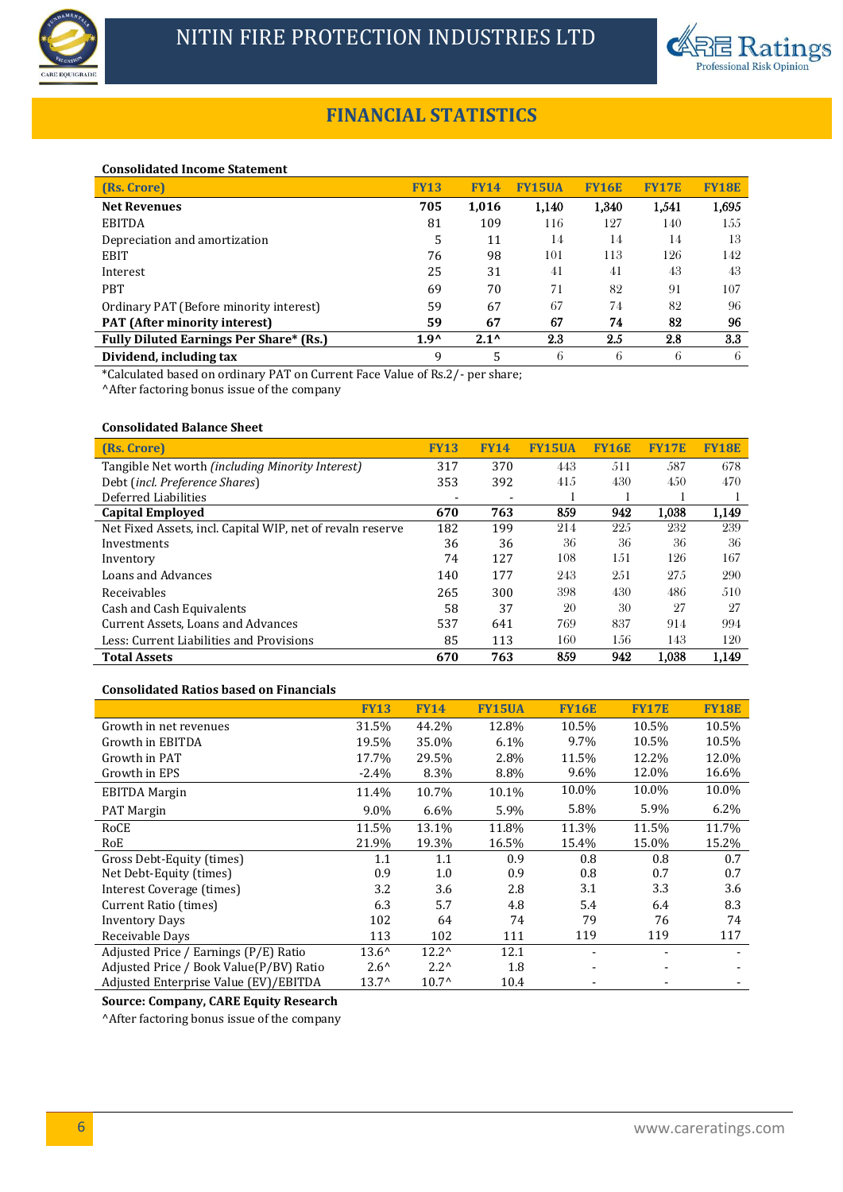# FINANCIAL STATISTICS

**Consolidated Income Statement**

| (Rs. Crore) | FY13 | FY14 | FY15UA | FY16E | FY17E | FY18E |
|---|---|---|---|---|---|---|
| **Net Revenues** | **705** | **1,016** | **1,140** | **1,340** | **1,541** | **1,695** |
| EBITDA | 81 | 109 | 116 | 127 | 140 | 155 |
| Depreciation and amortization | 5 | 11 | 14 | 14 | 14 | 13 |
| EBIT | 76 | 98 | 101 | 113 | 126 | 142 |
| Interest | 25 | 31 | 41 | 41 | 43 | 43 |
| PBT | 69 | 70 | 71 | 82 | 91 | 107 |
| Ordinary PAT (Before minority interest) | 59 | 67 | 67 | 74 | 82 | 96 |
| **PAT (After minority interest)** | **59** | **67** | **67** | **74** | **82** | **96** |
| **Fully Diluted Earnings Per Share* (Rs.)** | **1.9^** | **2.1^** | **2.3** | **2.5** | **2.8** | **3.3** |
| **Dividend, including tax** | 9 | 5 | 6 | 6 | 6 | 6 |

*Calculated based on ordinary PAT on Current Face Value of Rs.2/- per share;
^After factoring bonus issue of the company

**Consolidated Balance Sheet**

| (Rs. Crore) | FY13 | FY14 | FY15UA | FY16E | FY17E | FY18E |
|---|---|---|---|---|---|---|
| Tangible Net worth *(including Minority Interest)* | 317 | 370 | 443 | 511 | 587 | 678 |
| Debt (*incl. Preference Shares*) | 353 | 392 | 415 | 430 | 450 | 470 |
| Deferred Liabilities | - | - | 1 | 1 | 1 | 1 |
| **Capital Employed** | **670** | **763** | **859** | **942** | **1,038** | **1,149** |
| Net Fixed Assets, incl. Capital WIP, net of revaln reserve | 182 | 199 | 214 | 225 | 232 | 239 |
| Investments | 36 | 36 | 36 | 36 | 36 | 36 |
| Inventory | 74 | 127 | 108 | 151 | 126 | 167 |
| Loans and Advances | 140 | 177 | 243 | 251 | 275 | 290 |
| Receivables | 265 | 300 | 398 | 430 | 486 | 510 |
| Cash and Cash Equivalents | 58 | 37 | 20 | 30 | 27 | 27 |
| Current Assets, Loans and Advances | 537 | 641 | 769 | 837 | 914 | 994 |
| Less: Current Liabilities and Provisions | 85 | 113 | 160 | 156 | 143 | 120 |
| **Total Assets** | **670** | **763** | **859** | **942** | **1,038** | **1,149** |

**Consolidated Ratios based on Financials**

| | FY13 | FY14 | FY15UA | FY16E | FY17E | FY18E |
|---|---|---|---|---|---|---|
| Growth in net revenues | 31.5% | 44.2% | 12.8% | 10.5% | 10.5% | 10.5% |
| Growth in EBITDA | 19.5% | 35.0% | 6.1% | 9.7% | 10.5% | 10.5% |
| Growth in PAT | 17.7% | 29.5% | 2.8% | 11.5% | 12.2% | 12.0% |
| Growth in EPS | -2.4% | 8.3% | 8.8% | 9.6% | 12.0% | 16.6% |
| EBITDA Margin | 11.4% | 10.7% | 10.1% | 10.0% | 10.0% | 10.0% |
| PAT Margin | 9.0% | 6.6% | 5.9% | 5.8% | 5.9% | 6.2% |
| RoCE | 11.5% | 13.1% | 11.8% | 11.3% | 11.5% | 11.7% |
| RoE | 21.9% | 19.3% | 16.5% | 15.4% | 15.0% | 15.2% |
| Gross Debt-Equity (times) | 1.1 | 1.1 | 0.9 | 0.8 | 0.8 | 0.7 |
| Net Debt-Equity (times) | 0.9 | 1.0 | 0.9 | 0.8 | 0.7 | 0.7 |
| Interest Coverage (times) | 3.2 | 3.6 | 2.8 | 3.1 | 3.3 | 3.6 |
| Current Ratio (times) | 6.3 | 5.7 | 4.8 | 5.4 | 6.4 | 8.3 |
| Inventory Days | 102 | 64 | 74 | 79 | 76 | 74 |
| Receivable Days | 113 | 102 | 111 | 119 | 119 | 117 |
| Adjusted Price / Earnings (P/E) Ratio | 13.6^ | 12.2^ | 12.1 | - | - | - |
| Adjusted Price / Book Value(P/BV) Ratio | 2.6^ | 2.2^ | 1.8 | - | - | - |
| Adjusted Enterprise Value (EV)/EBITDA | 13.7^ | 10.7^ | 10.4 | - | - | - |

**Source: Company, CARE Equity Research**
^After factoring bonus issue of the company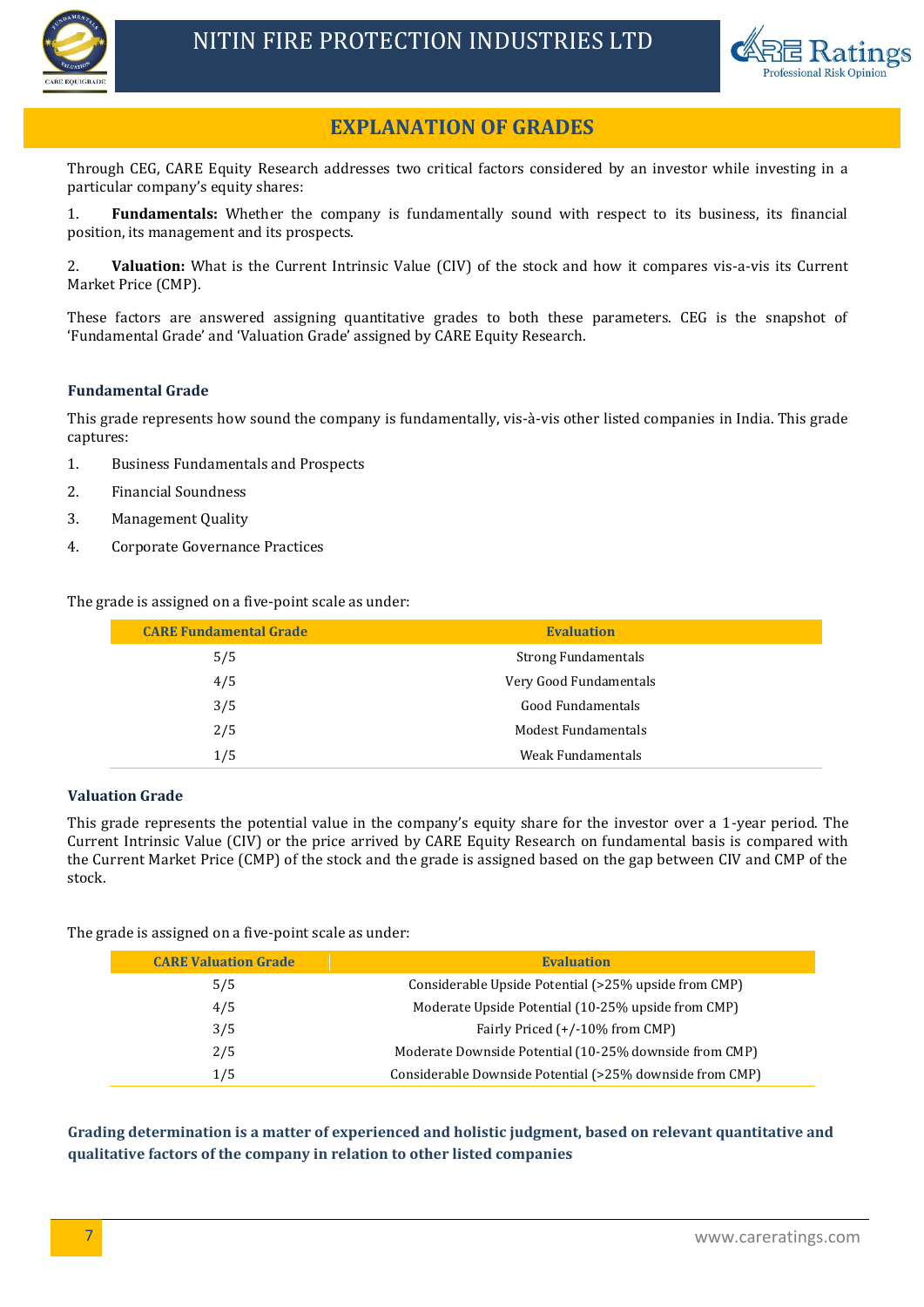## EXPLANATION OF GRADES

Through CEG, CARE Equity Research addresses two critical factors considered by an investor while investing in a particular company's equity shares:

1. **Fundamentals:** Whether the company is fundamentally sound with respect to its business, its financial position, its management and its prospects.

2. **Valuation:** What is the Current Intrinsic Value (CIV) of the stock and how it compares vis-a-vis its Current Market Price (CMP).

These factors are answered assigning quantitative grades to both these parameters. CEG is the snapshot of 'Fundamental Grade' and 'Valuation Grade' assigned by CARE Equity Research.

### Fundamental Grade

This grade represents how sound the company is fundamentally, vis-à-vis other listed companies in India. This grade captures:

1. Business Fundamentals and Prospects
2. Financial Soundness
3. Management Quality
4. Corporate Governance Practices

The grade is assigned on a five-point scale as under:

| CARE Fundamental Grade | Evaluation |
|---|---|
| 5/5 | Strong Fundamentals |
| 4/5 | Very Good Fundamentals |
| 3/5 | Good Fundamentals |
| 2/5 | Modest Fundamentals |
| 1/5 | Weak Fundamentals |

### Valuation Grade

This grade represents the potential value in the company's equity share for the investor over a 1-year period. The Current Intrinsic Value (CIV) or the price arrived by CARE Equity Research on fundamental basis is compared with the Current Market Price (CMP) of the stock and the grade is assigned based on the gap between CIV and CMP of the stock.

The grade is assigned on a five-point scale as under:

| CARE Valuation Grade | Evaluation |
|---|---|
| 5/5 | Considerable Upside Potential (>25% upside from CMP) |
| 4/5 | Moderate Upside Potential (10-25% upside from CMP) |
| 3/5 | Fairly Priced (+/-10% from CMP) |
| 2/5 | Moderate Downside Potential (10-25% downside from CMP) |
| 1/5 | Considerable Downside Potential (>25% downside from CMP) |

**Grading determination is a matter of experienced and holistic judgment, based on relevant quantitative and qualitative factors of the company in relation to other listed companies**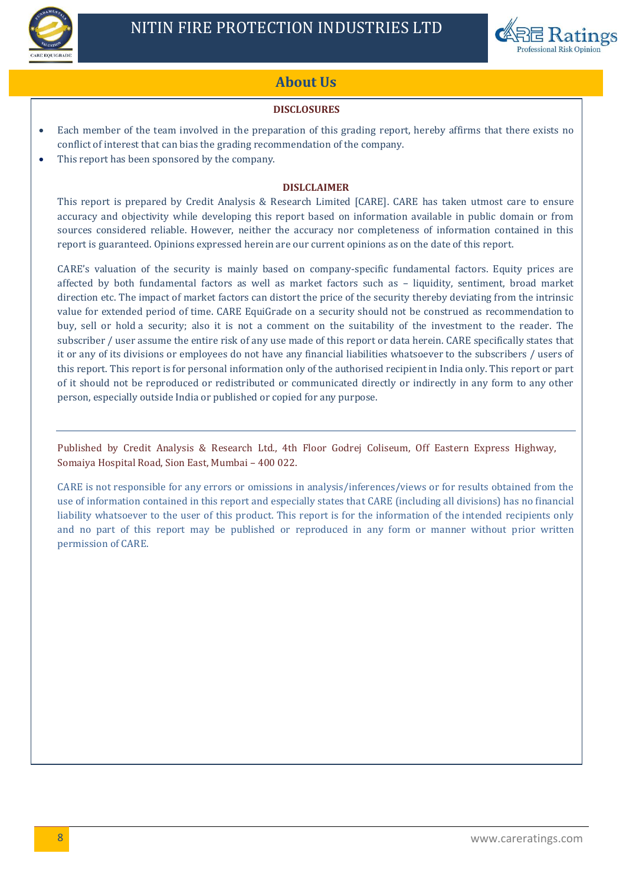## About Us

### DISCLOSURES

- Each member of the team involved in the preparation of this grading report, hereby affirms that there exists no conflict of interest that can bias the grading recommendation of the company.
- This report has been sponsored by the company.

### DISLCLAIMER

This report is prepared by Credit Analysis & Research Limited [CARE]. CARE has taken utmost care to ensure accuracy and objectivity while developing this report based on information available in public domain or from sources considered reliable. However, neither the accuracy nor completeness of information contained in this report is guaranteed. Opinions expressed herein are our current opinions as on the date of this report.

CARE's valuation of the security is mainly based on company-specific fundamental factors. Equity prices are affected by both fundamental factors as well as market factors such as – liquidity, sentiment, broad market direction etc. The impact of market factors can distort the price of the security thereby deviating from the intrinsic value for extended period of time. CARE EquiGrade on a security should not be construed as recommendation to buy, sell or hold a security; also it is not a comment on the suitability of the investment to the reader. The subscriber / user assume the entire risk of any use made of this report or data herein. CARE specifically states that it or any of its divisions or employees do not have any financial liabilities whatsoever to the subscribers / users of this report. This report is for personal information only of the authorised recipient in India only. This report or part of it should not be reproduced or redistributed or communicated directly or indirectly in any form to any other person, especially outside India or published or copied for any purpose.

---

Published by Credit Analysis & Research Ltd., 4th Floor Godrej Coliseum, Off Eastern Express Highway, Somaiya Hospital Road, Sion East, Mumbai – 400 022.

CARE is not responsible for any errors or omissions in analysis/inferences/views or for results obtained from the use of information contained in this report and especially states that CARE (including all divisions) has no financial liability whatsoever to the user of this product. This report is for the information of the intended recipients only and no part of this report may be published or reproduced in any form or manner without prior written permission of CARE.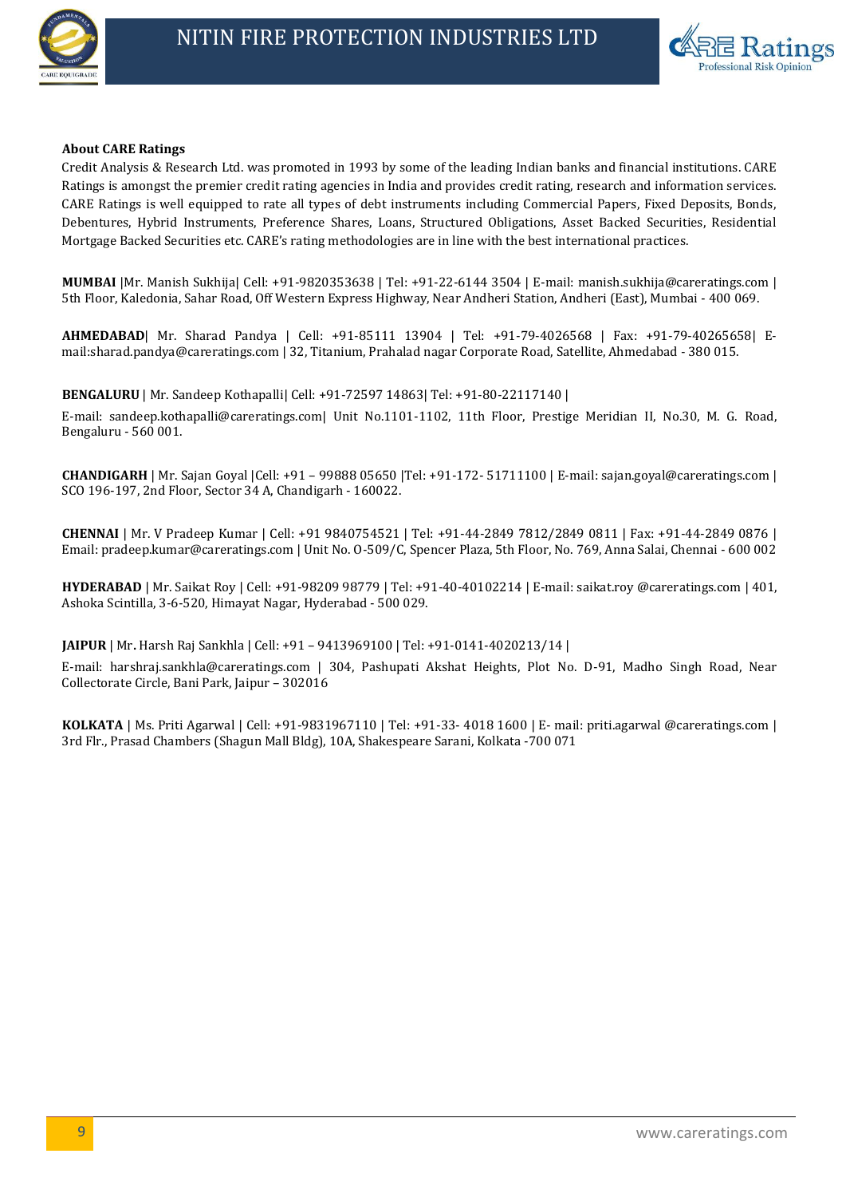**About CARE Ratings**

Credit Analysis & Research Ltd. was promoted in 1993 by some of the leading Indian banks and financial institutions. CARE Ratings is amongst the premier credit rating agencies in India and provides credit rating, research and information services. CARE Ratings is well equipped to rate all types of debt instruments including Commercial Papers, Fixed Deposits, Bonds, Debentures, Hybrid Instruments, Preference Shares, Loans, Structured Obligations, Asset Backed Securities, Residential Mortgage Backed Securities etc. CARE's rating methodologies are in line with the best international practices.

**MUMBAI** |Mr. Manish Sukhija| Cell: +91-9820353638 | Tel: +91-22-6144 3504 | E-mail: manish.sukhija@careratings.com | 5th Floor, Kaledonia, Sahar Road, Off Western Express Highway, Near Andheri Station, Andheri (East), Mumbai - 400 069.

**AHMEDABAD**| Mr. Sharad Pandya | Cell: +91-85111 13904 | Tel: +91-79-4026568 | Fax: +91-79-40265658| E-mail:sharad.pandya@careratings.com | 32, Titanium, Prahalad nagar Corporate Road, Satellite, Ahmedabad - 380 015.

**BENGALURU** | Mr. Sandeep Kothapalli| Cell: +91-72597 14863| Tel: +91-80-22117140 |

E-mail: sandeep.kothapalli@careratings.com| Unit No.1101-1102, 11th Floor, Prestige Meridian II, No.30, M. G. Road, Bengaluru - 560 001.

**CHANDIGARH** | Mr. Sajan Goyal |Cell: +91 – 99888 05650 |Tel: +91-172- 51711100 | E-mail: sajan.goyal@careratings.com | SCO 196-197, 2nd Floor, Sector 34 A, Chandigarh - 160022.

**CHENNAI** | Mr. V Pradeep Kumar | Cell: +91 9840754521 | Tel: +91-44-2849 7812/2849 0811 | Fax: +91-44-2849 0876 | Email: pradeep.kumar@careratings.com | Unit No. O-509/C, Spencer Plaza, 5th Floor, No. 769, Anna Salai, Chennai - 600 002

**HYDERABAD** | Mr. Saikat Roy | Cell: +91-98209 98779 | Tel: +91-40-40102214 | E-mail: saikat.roy @careratings.com | 401, Ashoka Scintilla, 3-6-520, Himayat Nagar, Hyderabad - 500 029.

**JAIPUR** | Mr. Harsh Raj Sankhla | Cell: +91 – 9413969100 | Tel: +91-0141-4020213/14 |

E-mail: harshraj.sankhla@careratings.com | 304, Pashupati Akshat Heights, Plot No. D-91, Madho Singh Road, Near Collectorate Circle, Bani Park, Jaipur – 302016

**KOLKATA** | Ms. Priti Agarwal | Cell: +91-9831967110 | Tel: +91-33- 4018 1600 | E- mail: priti.agarwal @careratings.com | 3rd Flr., Prasad Chambers (Shagun Mall Bldg), 10A, Shakespeare Sarani, Kolkata -700 071